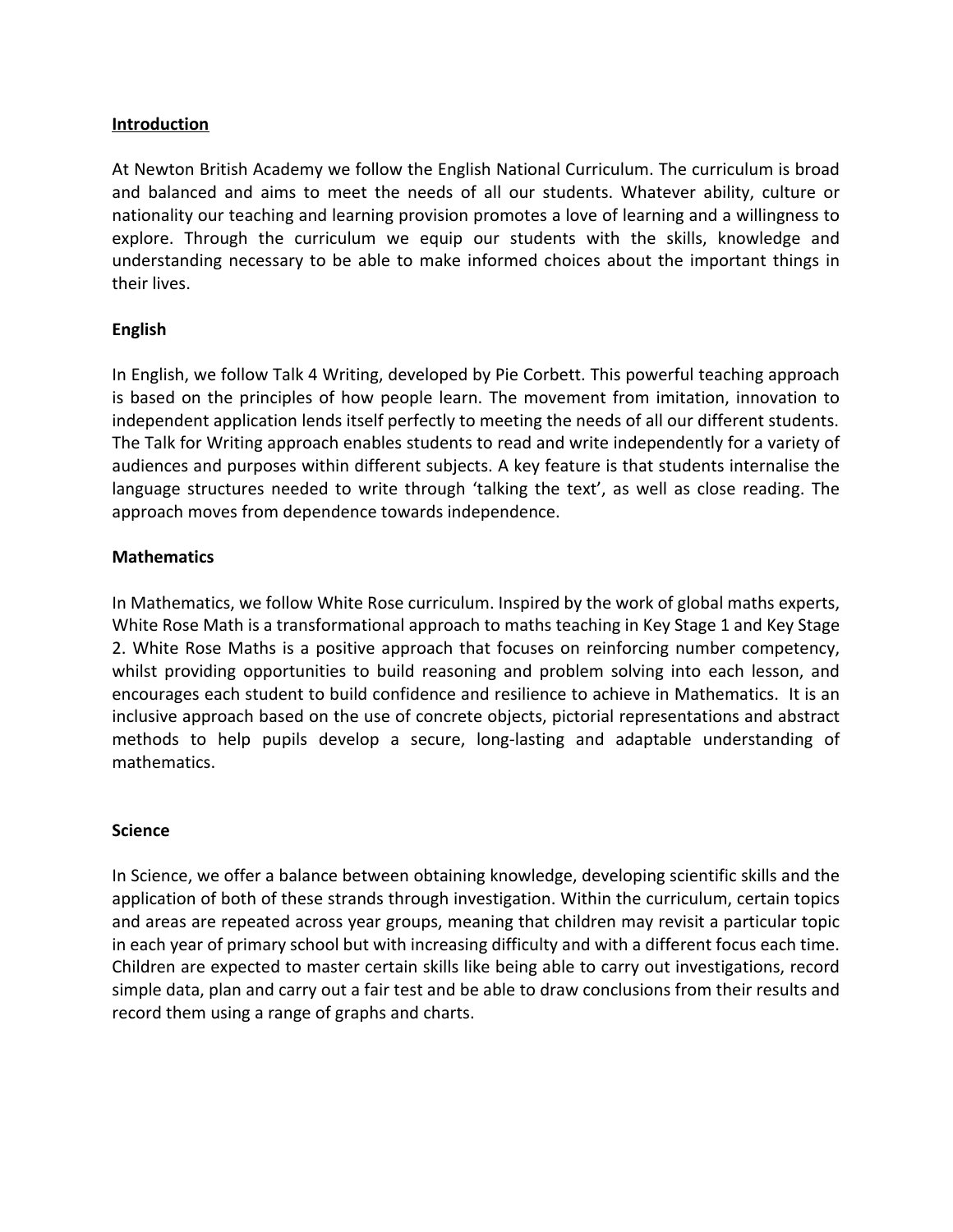## Introduction

At Newton British Academy we follow the English National Curriculum. The curriculum is broad and balanced and aims to meet the needs of all our students. Whatever ability, culture or nationality our teaching and learning provision promotes a love of learning and a willingness to explore. Through the curriculum we equip our students with the skills, knowledge and understanding necessary to be able to make informed choices about the important things in their lives.

## English

In English, we follow Talk 4 Writing, developed by Pie Corbett. This powerful teaching approach is based on the principles of how people learn. The movement from imitation, innovation to independent application lends itself perfectly to meeting the needs of all our different students. The Talk for Writing approach enables students to read and write independently for a variety of audiences and purposes within different subjects. A key feature is that students internalise the language structures needed to write through 'talking the text', as well as close reading. The approach moves from dependence towards independence.

## Mathematics

In Mathematics, we follow White Rose curriculum. Inspired by the work of global maths experts, White Rose Math is a transformational approach to maths teaching in Key Stage 1 and Key Stage 2. White Rose Maths is a positive approach that focuses on reinforcing number competency, whilst providing opportunities to build reasoning and problem solving into each lesson, and encourages each student to build confidence and resilience to achieve in Mathematics. It is an inclusive approach based on the use of concrete objects, pictorial representations and abstract methods to help pupils develop a secure, long-lasting and adaptable understanding of mathematics.

## Science

In Science, we offer a balance between obtaining knowledge, developing scientific skills and the application of both of these strands through investigation. Within the curriculum, certain topics and areas are repeated across year groups, meaning that children may revisit a particular topic in each year of primary school but with increasing difficulty and with a different focus each time. Children are expected to master certain skills like being able to carry out investigations, record simple data, plan and carry out a fair test and be able to draw conclusions from their results and record them using a range of graphs and charts.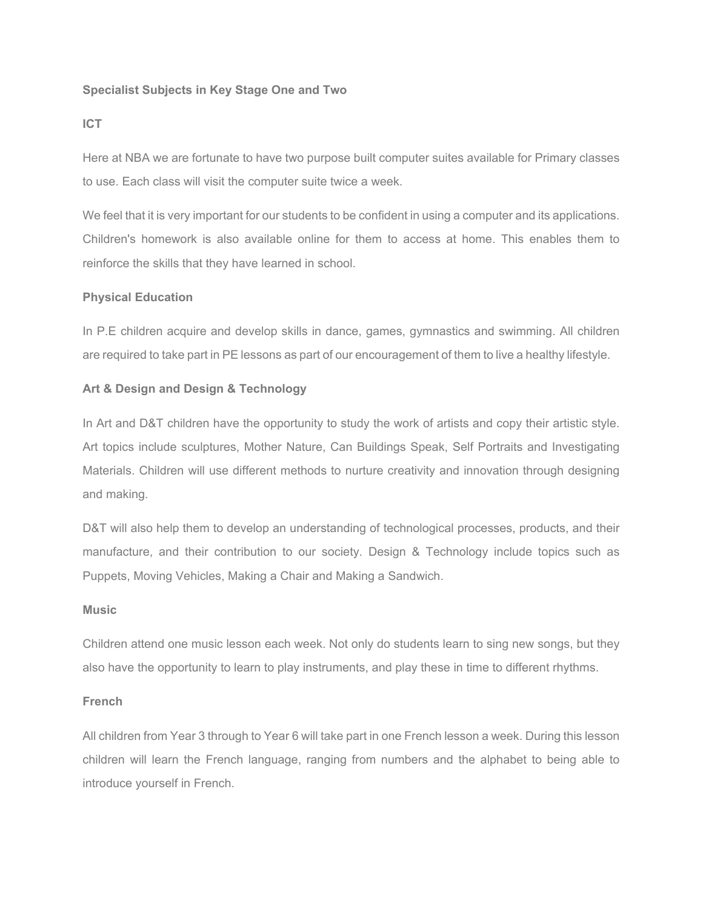## Specialist Subjects in Key Stage One and Two

### ICT

Here at NBA we are fortunate to have two purpose built computer suites available for Primary classes to use. Each class will visit the computer suite twice a week.

We feel that it is very important for our students to be confident in using a computer and its applications. Children's homework is also available online for them to access at home. This enables them to reinforce the skills that they have learned in school.

### Physical Education

In P.E children acquire and develop skills in dance, games, gymnastics and swimming. All children are required to take part in PE lessons as part of our encouragement of them to live a healthy lifestyle.

### Art & Design and Design & Technology

In Art and D&T children have the opportunity to study the work of artists and copy their artistic style. Art topics include sculptures, Mother Nature, Can Buildings Speak, Self Portraits and Investigating Materials. Children will use different methods to nurture creativity and innovation through designing and making.

D&T will also help them to develop an understanding of technological processes, products, and their manufacture, and their contribution to our society. Design & Technology include topics such as Puppets, Moving Vehicles, Making a Chair and Making a Sandwich.

### Music

Children attend one music lesson each week. Not only do students learn to sing new songs, but they also have the opportunity to learn to play instruments, and play these in time to different rhythms.

### French

All children from Year 3 through to Year 6 will take part in one French lesson a week. During this lesson children will learn the French language, ranging from numbers and the alphabet to being able to introduce yourself in French.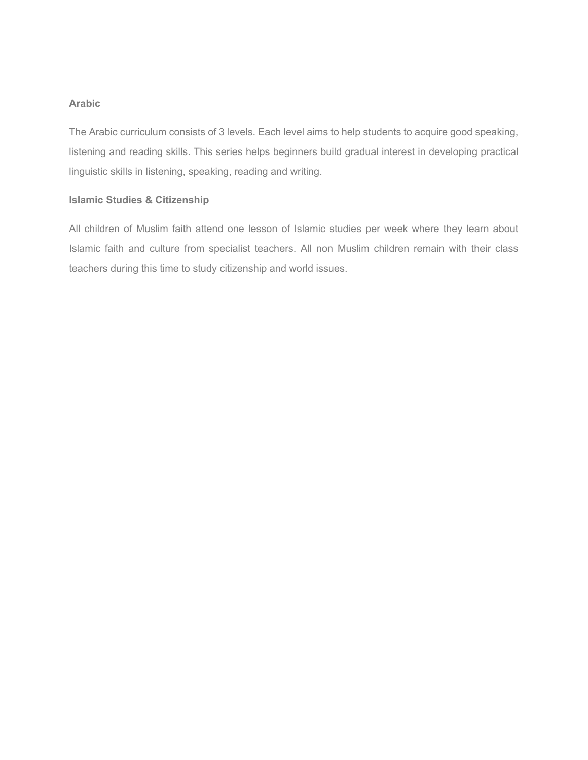**Arabic**

The Arabic curriculum consists of 3 levels. Each level aims to help students to acquire good speaking, listening and reading skills. This series helps beginners build gradual interest in developing practical linguistic skills in listening, speaking, reading and writing.

**Islamic Studies & Citizenship**

All children of Muslim faith attend one lesson of Islamic studies per week where they learn about Islamic faith and culture from specialist teachers. All non Muslim children remain with their class teachers during this time to study citizenship and world issues.